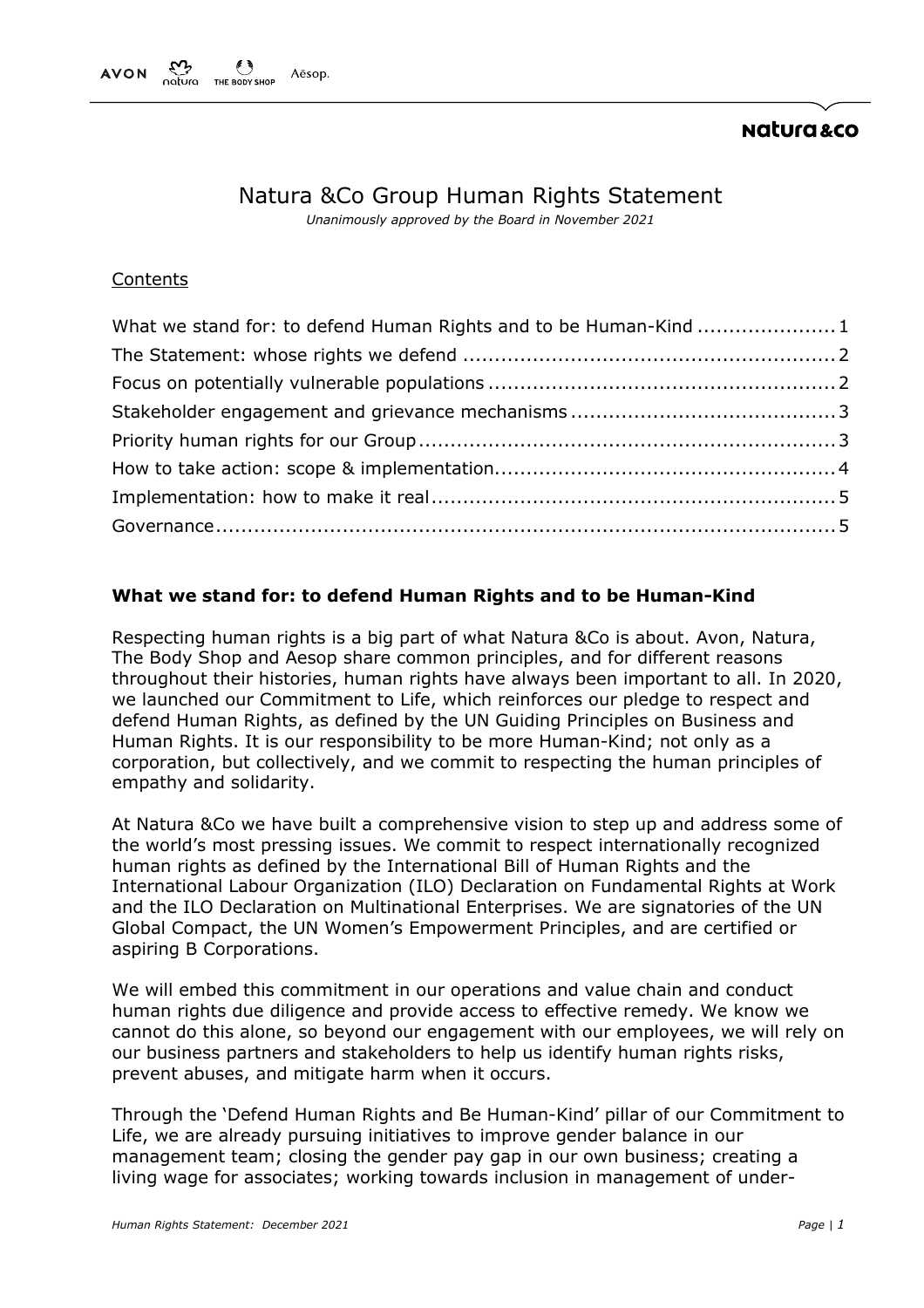# Natura &Co Group Human Rights Statement

*Unanimously approved by the Board in November 2021*

Contents

- What we stand for: to defend Human Rights and to be Human-Kind ..................... 1
- The Statement: whose rights we defend ........................................................... 2
- Focus on potentially vulnerable populations ...................................................... 2
- Stakeholder engagement and grievance mechanisms .......................................... 3
- Priority human rights for our Group ................................................................. 3
- How to take action: scope & implementation..................................................... 4
- Implementation: how to make it real................................................................ 5
- Governance.................................................................................................... 5

## What we stand for: to defend Human Rights and to be Human-Kind

Respecting human rights is a big part of what Natura &Co is about. Avon, Natura, The Body Shop and Aesop share common principles, and for different reasons throughout their histories, human rights have always been important to all. In 2020, we launched our Commitment to Life, which reinforces our pledge to respect and defend Human Rights, as defined by the UN Guiding Principles on Business and Human Rights. It is our responsibility to be more Human-Kind; not only as a corporation, but collectively, and we commit to respecting the human principles of empathy and solidarity.

At Natura &Co we have built a comprehensive vision to step up and address some of the world's most pressing issues. We commit to respect internationally recognized human rights as defined by the International Bill of Human Rights and the International Labour Organization (ILO) Declaration on Fundamental Rights at Work and the ILO Declaration on Multinational Enterprises. We are signatories of the UN Global Compact, the UN Women's Empowerment Principles, and are certified or aspiring B Corporations.

We will embed this commitment in our operations and value chain and conduct human rights due diligence and provide access to effective remedy. We know we cannot do this alone, so beyond our engagement with our employees, we will rely on our business partners and stakeholders to help us identify human rights risks, prevent abuses, and mitigate harm when it occurs.

Through the 'Defend Human Rights and Be Human-Kind' pillar of our Commitment to Life, we are already pursuing initiatives to improve gender balance in our management team; closing the gender pay gap in our own business; creating a living wage for associates; working towards inclusion in management of under-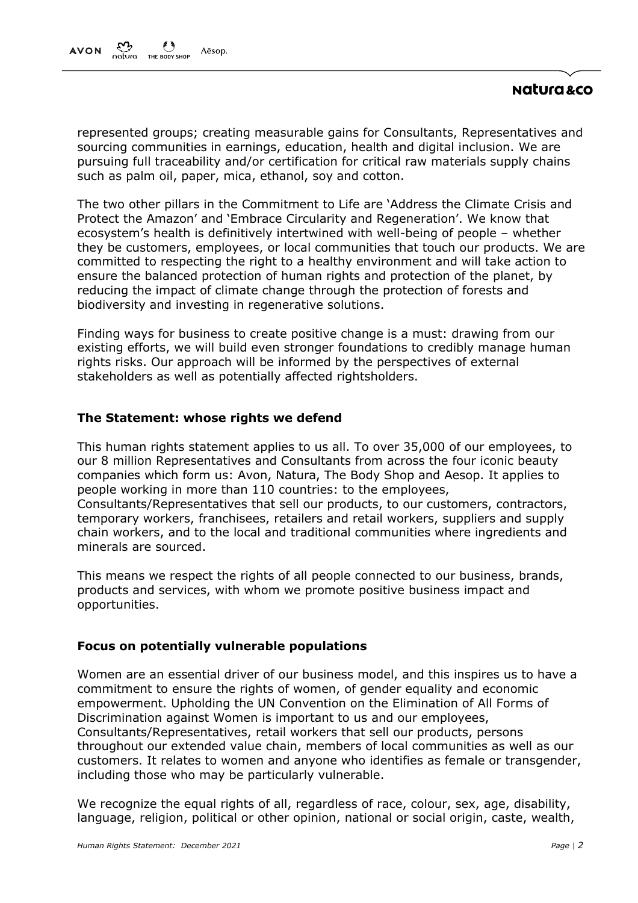represented groups; creating measurable gains for Consultants, Representatives and sourcing communities in earnings, education, health and digital inclusion. We are pursuing full traceability and/or certification for critical raw materials supply chains such as palm oil, paper, mica, ethanol, soy and cotton.

The two other pillars in the Commitment to Life are 'Address the Climate Crisis and Protect the Amazon' and 'Embrace Circularity and Regeneration'. We know that ecosystem's health is definitively intertwined with well-being of people – whether they be customers, employees, or local communities that touch our products. We are committed to respecting the right to a healthy environment and will take action to ensure the balanced protection of human rights and protection of the planet, by reducing the impact of climate change through the protection of forests and biodiversity and investing in regenerative solutions.

Finding ways for business to create positive change is a must: drawing from our existing efforts, we will build even stronger foundations to credibly manage human rights risks. Our approach will be informed by the perspectives of external stakeholders as well as potentially affected rightsholders.

## The Statement: whose rights we defend

This human rights statement applies to us all. To over 35,000 of our employees, to our 8 million Representatives and Consultants from across the four iconic beauty companies which form us: Avon, Natura, The Body Shop and Aesop. It applies to people working in more than 110 countries: to the employees, Consultants/Representatives that sell our products, to our customers, contractors, temporary workers, franchisees, retailers and retail workers, suppliers and supply chain workers, and to the local and traditional communities where ingredients and minerals are sourced.

This means we respect the rights of all people connected to our business, brands, products and services, with whom we promote positive business impact and opportunities.

## Focus on potentially vulnerable populations

Women are an essential driver of our business model, and this inspires us to have a commitment to ensure the rights of women, of gender equality and economic empowerment. Upholding the UN Convention on the Elimination of All Forms of Discrimination against Women is important to us and our employees, Consultants/Representatives, retail workers that sell our products, persons throughout our extended value chain, members of local communities as well as our customers. It relates to women and anyone who identifies as female or transgender, including those who may be particularly vulnerable.

We recognize the equal rights of all, regardless of race, colour, sex, age, disability, language, religion, political or other opinion, national or social origin, caste, wealth,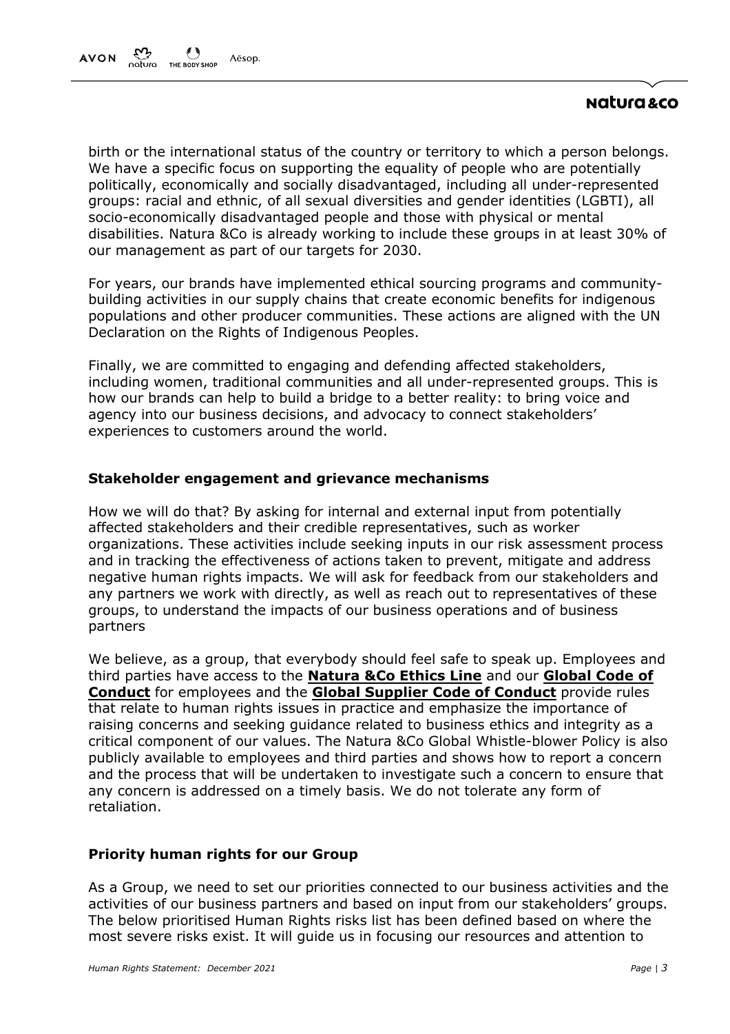birth or the international status of the country or territory to which a person belongs. We have a specific focus on supporting the equality of people who are potentially politically, economically and socially disadvantaged, including all under-represented groups: racial and ethnic, of all sexual diversities and gender identities (LGBTI), all socio-economically disadvantaged people and those with physical or mental disabilities. Natura &Co is already working to include these groups in at least 30% of our management as part of our targets for 2030.

For years, our brands have implemented ethical sourcing programs and community-building activities in our supply chains that create economic benefits for indigenous populations and other producer communities. These actions are aligned with the UN Declaration on the Rights of Indigenous Peoples.

Finally, we are committed to engaging and defending affected stakeholders, including women, traditional communities and all under-represented groups. This is how our brands can help to build a bridge to a better reality: to bring voice and agency into our business decisions, and advocacy to connect stakeholders' experiences to customers around the world.

## Stakeholder engagement and grievance mechanisms

How we will do that? By asking for internal and external input from potentially affected stakeholders and their credible representatives, such as worker organizations. These activities include seeking inputs in our risk assessment process and in tracking the effectiveness of actions taken to prevent, mitigate and address negative human rights impacts. We will ask for feedback from our stakeholders and any partners we work with directly, as well as reach out to representatives of these groups, to understand the impacts of our business operations and of business partners

We believe, as a group, that everybody should feel safe to speak up. Employees and third parties have access to the **Natura &Co Ethics Line** and our **Global Code of Conduct** for employees and the **Global Supplier Code of Conduct** provide rules that relate to human rights issues in practice and emphasize the importance of raising concerns and seeking guidance related to business ethics and integrity as a critical component of our values. The Natura &Co Global Whistle-blower Policy is also publicly available to employees and third parties and shows how to report a concern and the process that will be undertaken to investigate such a concern to ensure that any concern is addressed on a timely basis. We do not tolerate any form of retaliation.

## Priority human rights for our Group

As a Group, we need to set our priorities connected to our business activities and the activities of our business partners and based on input from our stakeholders' groups. The below prioritised Human Rights risks list has been defined based on where the most severe risks exist. It will guide us in focusing our resources and attention to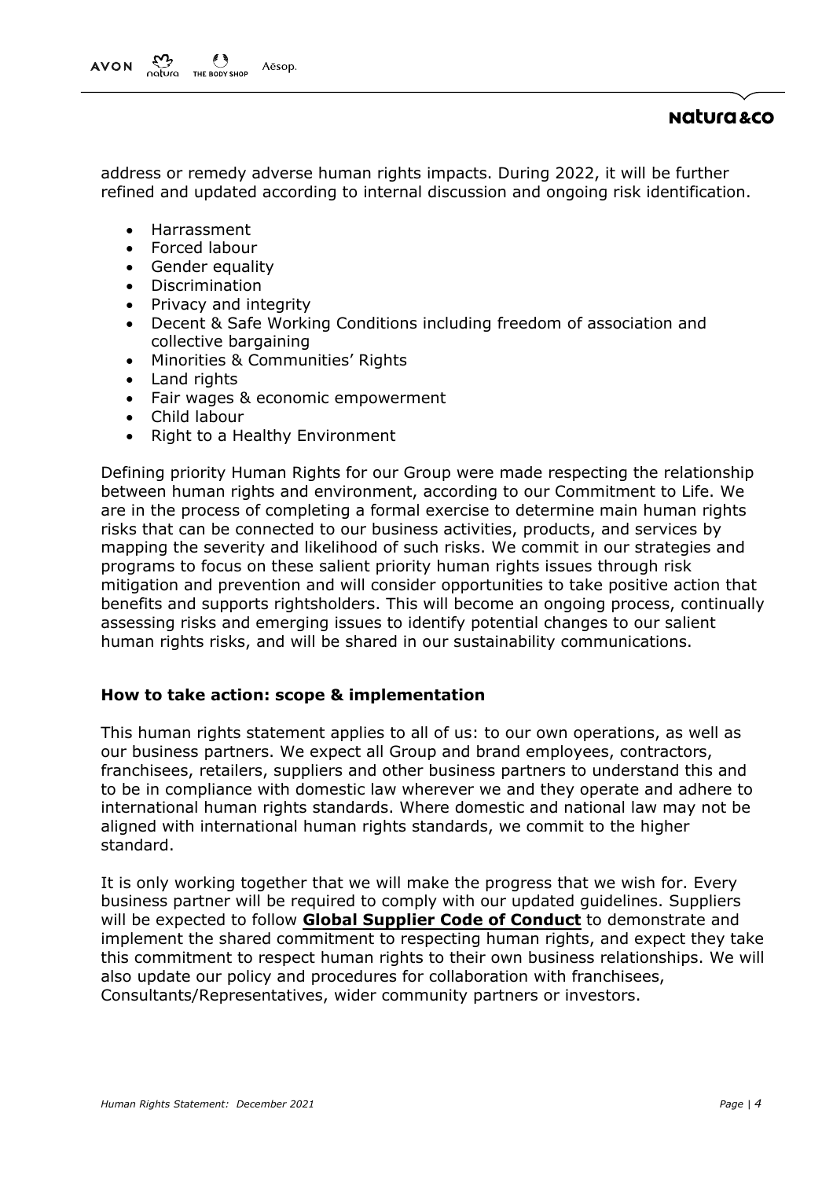address or remedy adverse human rights impacts. During 2022, it will be further refined and updated according to internal discussion and ongoing risk identification.

- Harrassment
- Forced labour
- Gender equality
- Discrimination
- Privacy and integrity
- Decent & Safe Working Conditions including freedom of association and collective bargaining
- Minorities & Communities' Rights
- Land rights
- Fair wages & economic empowerment
- Child labour
- Right to a Healthy Environment

Defining priority Human Rights for our Group were made respecting the relationship between human rights and environment, according to our Commitment to Life. We are in the process of completing a formal exercise to determine main human rights risks that can be connected to our business activities, products, and services by mapping the severity and likelihood of such risks. We commit in our strategies and programs to focus on these salient priority human rights issues through risk mitigation and prevention and will consider opportunities to take positive action that benefits and supports rightsholders. This will become an ongoing process, continually assessing risks and emerging issues to identify potential changes to our salient human rights risks, and will be shared in our sustainability communications.

## How to take action: scope & implementation

This human rights statement applies to all of us: to our own operations, as well as our business partners. We expect all Group and brand employees, contractors, franchisees, retailers, suppliers and other business partners to understand this and to be in compliance with domestic law wherever we and they operate and adhere to international human rights standards. Where domestic and national law may not be aligned with international human rights standards, we commit to the higher standard.

It is only working together that we will make the progress that we wish for. Every business partner will be required to comply with our updated guidelines. Suppliers will be expected to follow **Global Supplier Code of Conduct** to demonstrate and implement the shared commitment to respecting human rights, and expect they take this commitment to respect human rights to their own business relationships. We will also update our policy and procedures for collaboration with franchisees, Consultants/Representatives, wider community partners or investors.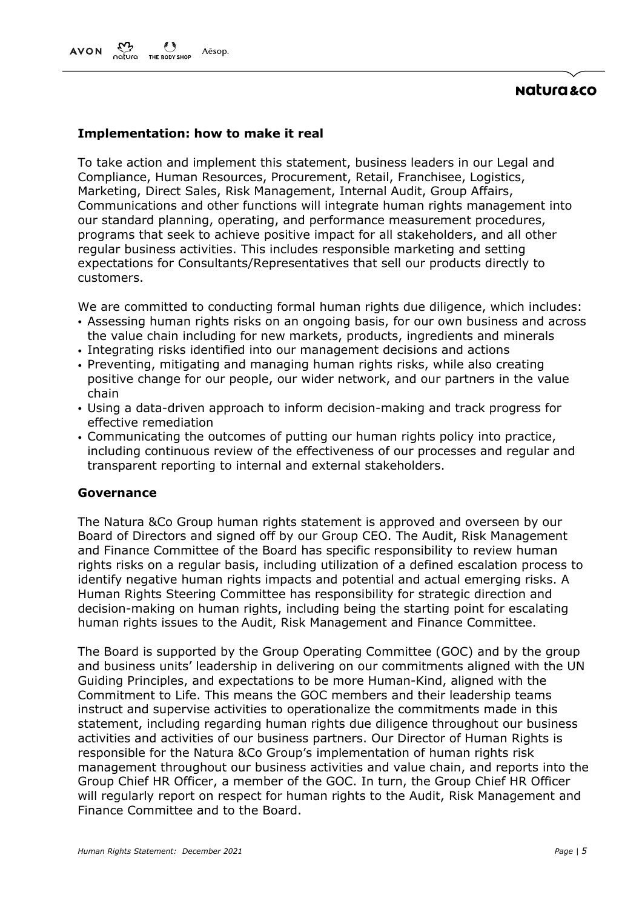## Implementation: how to make it real

To take action and implement this statement, business leaders in our Legal and Compliance, Human Resources, Procurement, Retail, Franchisee, Logistics, Marketing, Direct Sales, Risk Management, Internal Audit, Group Affairs, Communications and other functions will integrate human rights management into our standard planning, operating, and performance measurement procedures, programs that seek to achieve positive impact for all stakeholders, and all other regular business activities. This includes responsible marketing and setting expectations for Consultants/Representatives that sell our products directly to customers.

We are committed to conducting formal human rights due diligence, which includes:

- Assessing human rights risks on an ongoing basis, for our own business and across the value chain including for new markets, products, ingredients and minerals
- Integrating risks identified into our management decisions and actions
- Preventing, mitigating and managing human rights risks, while also creating positive change for our people, our wider network, and our partners in the value chain
- Using a data-driven approach to inform decision-making and track progress for effective remediation
- Communicating the outcomes of putting our human rights policy into practice, including continuous review of the effectiveness of our processes and regular and transparent reporting to internal and external stakeholders.

## Governance

The Natura &Co Group human rights statement is approved and overseen by our Board of Directors and signed off by our Group CEO. The Audit, Risk Management and Finance Committee of the Board has specific responsibility to review human rights risks on a regular basis, including utilization of a defined escalation process to identify negative human rights impacts and potential and actual emerging risks. A Human Rights Steering Committee has responsibility for strategic direction and decision-making on human rights, including being the starting point for escalating human rights issues to the Audit, Risk Management and Finance Committee.

The Board is supported by the Group Operating Committee (GOC) and by the group and business units' leadership in delivering on our commitments aligned with the UN Guiding Principles, and expectations to be more Human-Kind, aligned with the Commitment to Life. This means the GOC members and their leadership teams instruct and supervise activities to operationalize the commitments made in this statement, including regarding human rights due diligence throughout our business activities and activities of our business partners. Our Director of Human Rights is responsible for the Natura &Co Group's implementation of human rights risk management throughout our business activities and value chain, and reports into the Group Chief HR Officer, a member of the GOC. In turn, the Group Chief HR Officer will regularly report on respect for human rights to the Audit, Risk Management and Finance Committee and to the Board.